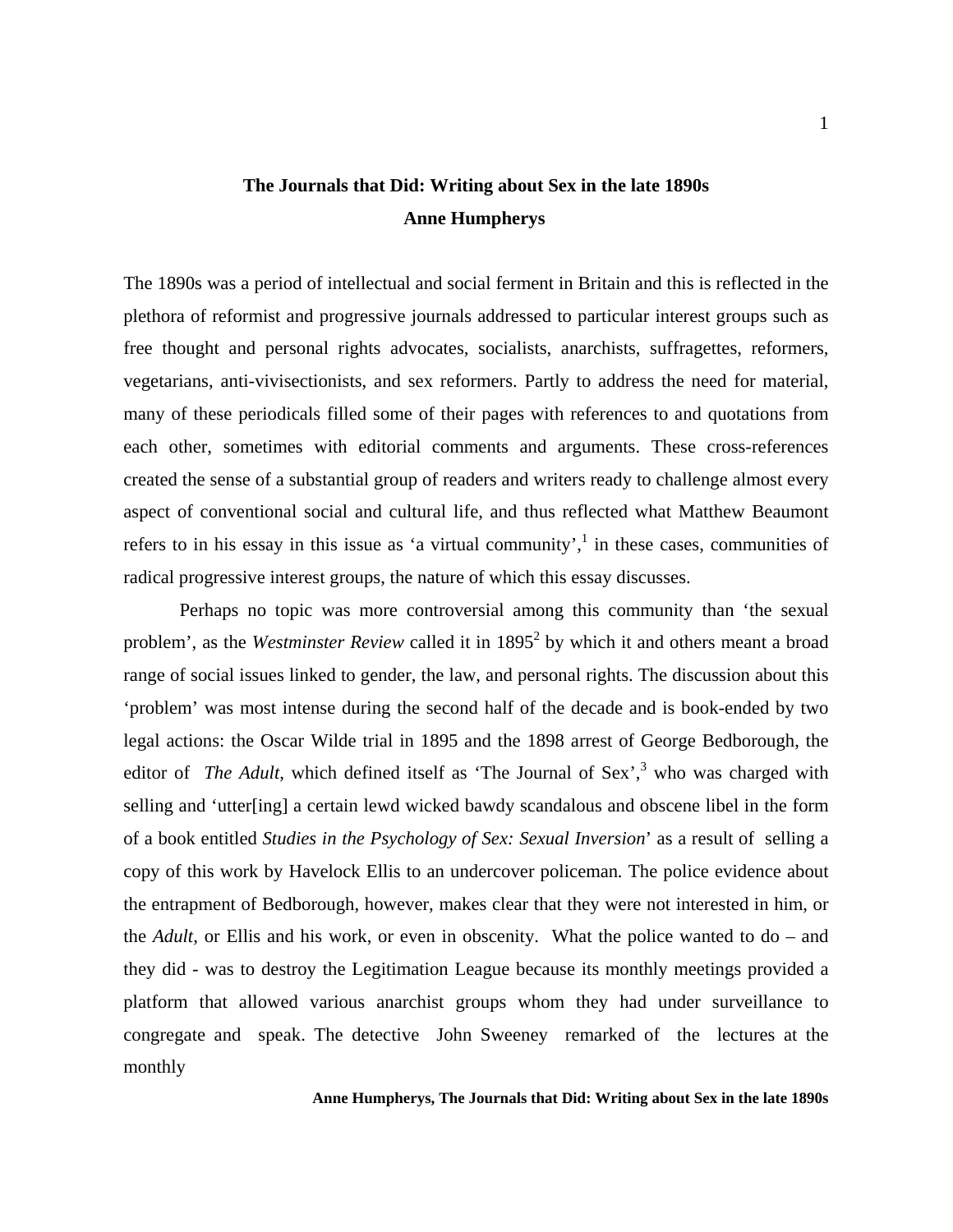# The Journals that Did: Writing about Sex in the late 1890s

**Anne Humpherys**

The 1890s was a period of intellectual and social ferment in Britain and this is reflected in the plethora of reformist and progressive journals addressed to particular interest groups such as free thought and personal rights advocates, socialists, anarchists, suffragettes, reformers, vegetarians, anti-vivisectionists, and sex reformers. Partly to address the need for material, many of these periodicals filled some of their pages with references to and quotations from each other, sometimes with editorial comments and arguments. These cross-references created the sense of a substantial group of readers and writers ready to challenge almost every aspect of conventional social and cultural life, and thus reflected what Matthew Beaumont refers to in his essay in this issue as 'a virtual community',[1] in these cases, communities of radical progressive interest groups, the nature of which this essay discusses.

Perhaps no topic was more controversial among this community than 'the sexual problem', as the *Westminster Review* called it in 1895[2] by which it and others meant a broad range of social issues linked to gender, the law, and personal rights. The discussion about this 'problem' was most intense during the second half of the decade and is book-ended by two legal actions: the Oscar Wilde trial in 1895 and the 1898 arrest of George Bedborough, the editor of *The Adult*, which defined itself as 'The Journal of Sex',[3] who was charged with selling and 'utter[ing] a certain lewd wicked bawdy scandalous and obscene libel in the form of a book entitled *Studies in the Psychology of Sex: Sexual Inversion*' as a result of selling a copy of this work by Havelock Ellis to an undercover policeman. The police evidence about the entrapment of Bedborough, however, makes clear that they were not interested in him, or the *Adult*, or Ellis and his work, or even in obscenity. What the police wanted to do – and they did - was to destroy the Legitimation League because its monthly meetings provided a platform that allowed various anarchist groups whom they had under surveillance to congregate and speak. The detective John Sweeney remarked of the lectures at the monthly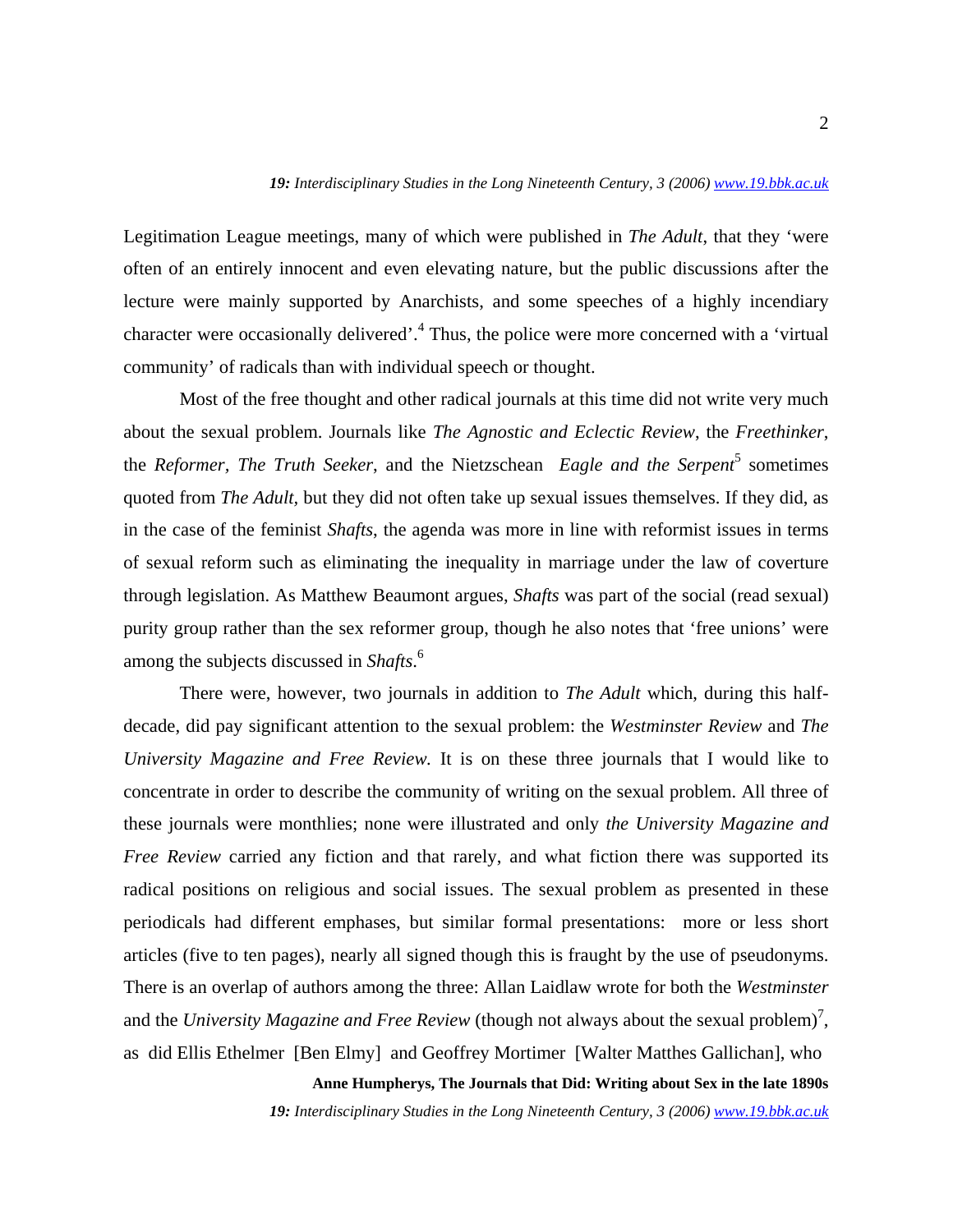Legitimation League meetings, many of which were published in *The Adult*, that they 'were often of an entirely innocent and even elevating nature, but the public discussions after the lecture were mainly supported by Anarchists, and some speeches of a highly incendiary character were occasionally delivered'.[4] Thus, the police were more concerned with a 'virtual community' of radicals than with individual speech or thought.

Most of the free thought and other radical journals at this time did not write very much about the sexual problem. Journals like *The Agnostic and Eclectic Review*, the *Freethinker*, the *Reformer*, *The Truth Seeker*, and the Nietzschean *Eagle and the Serpent*[5] sometimes quoted from *The Adult*, but they did not often take up sexual issues themselves. If they did, as in the case of the feminist *Shafts*, the agenda was more in line with reformist issues in terms of sexual reform such as eliminating the inequality in marriage under the law of coverture through legislation. As Matthew Beaumont argues, *Shafts* was part of the social (read sexual) purity group rather than the sex reformer group, though he also notes that 'free unions' were among the subjects discussed in *Shafts*.[6]

There were, however, two journals in addition to *The Adult* which, during this half-decade, did pay significant attention to the sexual problem: the *Westminster Review* and *The University Magazine and Free Review.* It is on these three journals that I would like to concentrate in order to describe the community of writing on the sexual problem. All three of these journals were monthlies; none were illustrated and only *the University Magazine and Free Review* carried any fiction and that rarely, and what fiction there was supported its radical positions on religious and social issues. The sexual problem as presented in these periodicals had different emphases, but similar formal presentations: more or less short articles (five to ten pages), nearly all signed though this is fraught by the use of pseudonyms. There is an overlap of authors among the three: Allan Laidlaw wrote for both the *Westminster* and the *University Magazine and Free Review* (though not always about the sexual problem)[7], as did Ellis Ethelmer [Ben Elmy] and Geoffrey Mortimer [Walter Matthes Gallichan], who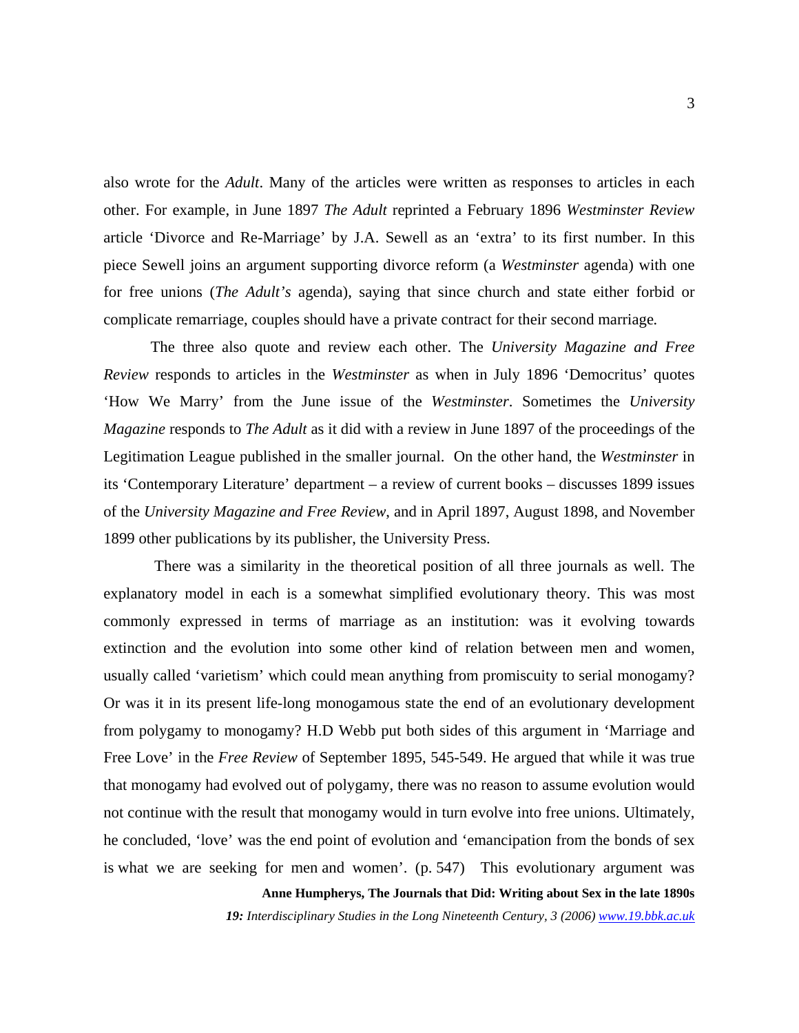also wrote for the *Adult*. Many of the articles were written as responses to articles in each other. For example, in June 1897 *The Adult* reprinted a February 1896 *Westminster Review* article 'Divorce and Re-Marriage' by J.A. Sewell as an 'extra' to its first number. In this piece Sewell joins an argument supporting divorce reform (a *Westminster* agenda) with one for free unions (*The Adult's* agenda), saying that since church and state either forbid or complicate remarriage, couples should have a private contract for their second marriage.

The three also quote and review each other. The *University Magazine and Free Review* responds to articles in the *Westminster* as when in July 1896 'Democritus' quotes 'How We Marry' from the June issue of the *Westminster*. Sometimes the *University Magazine* responds to *The Adult* as it did with a review in June 1897 of the proceedings of the Legitimation League published in the smaller journal. On the other hand, the *Westminster* in its 'Contemporary Literature' department – a review of current books – discusses 1899 issues of the *University Magazine and Free Review*, and in April 1897, August 1898, and November 1899 other publications by its publisher, the University Press.

There was a similarity in the theoretical position of all three journals as well. The explanatory model in each is a somewhat simplified evolutionary theory. This was most commonly expressed in terms of marriage as an institution: was it evolving towards extinction and the evolution into some other kind of relation between men and women, usually called 'varietism' which could mean anything from promiscuity to serial monogamy? Or was it in its present life-long monogamous state the end of an evolutionary development from polygamy to monogamy? H.D Webb put both sides of this argument in 'Marriage and Free Love' in the *Free Review* of September 1895, 545-549. He argued that while it was true that monogamy had evolved out of polygamy, there was no reason to assume evolution would not continue with the result that monogamy would in turn evolve into free unions. Ultimately, he concluded, 'love' was the end point of evolution and 'emancipation from the bonds of sex is what we are seeking for men and women'. (p. 547) This evolutionary argument was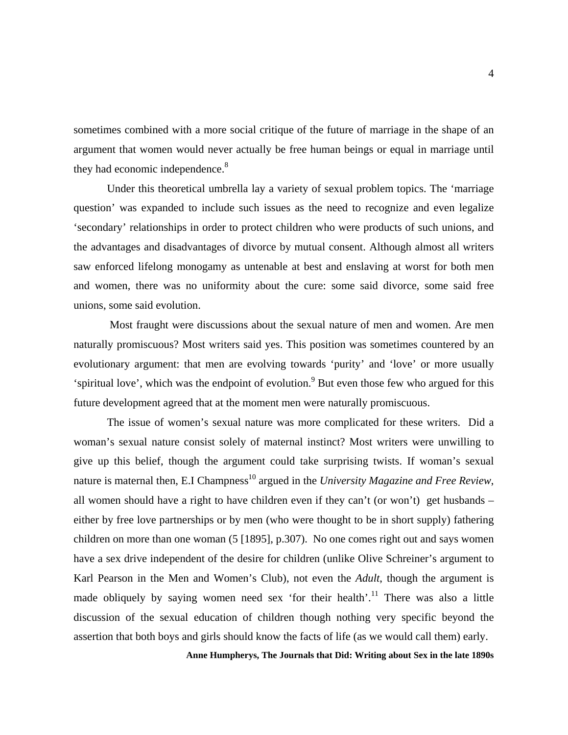sometimes combined with a more social critique of the future of marriage in the shape of an argument that women would never actually be free human beings or equal in marriage until they had economic independence.[8]

Under this theoretical umbrella lay a variety of sexual problem topics. The 'marriage question' was expanded to include such issues as the need to recognize and even legalize 'secondary' relationships in order to protect children who were products of such unions, and the advantages and disadvantages of divorce by mutual consent. Although almost all writers saw enforced lifelong monogamy as untenable at best and enslaving at worst for both men and women, there was no uniformity about the cure: some said divorce, some said free unions, some said evolution.

Most fraught were discussions about the sexual nature of men and women. Are men naturally promiscuous? Most writers said yes. This position was sometimes countered by an evolutionary argument: that men are evolving towards 'purity' and 'love' or more usually 'spiritual love', which was the endpoint of evolution.[9] But even those few who argued for this future development agreed that at the moment men were naturally promiscuous.

The issue of women's sexual nature was more complicated for these writers. Did a woman's sexual nature consist solely of maternal instinct? Most writers were unwilling to give up this belief, though the argument could take surprising twists. If woman's sexual nature is maternal then, E.I Champness[10] argued in the *University Magazine and Free Review*, all women should have a right to have children even if they can't (or won't) get husbands – either by free love partnerships or by men (who were thought to be in short supply) fathering children on more than one woman (5 [1895], p.307). No one comes right out and says women have a sex drive independent of the desire for children (unlike Olive Schreiner's argument to Karl Pearson in the Men and Women's Club), not even the *Adult*, though the argument is made obliquely by saying women need sex 'for their health'.[11] There was also a little discussion of the sexual education of children though nothing very specific beyond the assertion that both boys and girls should know the facts of life (as we would call them) early.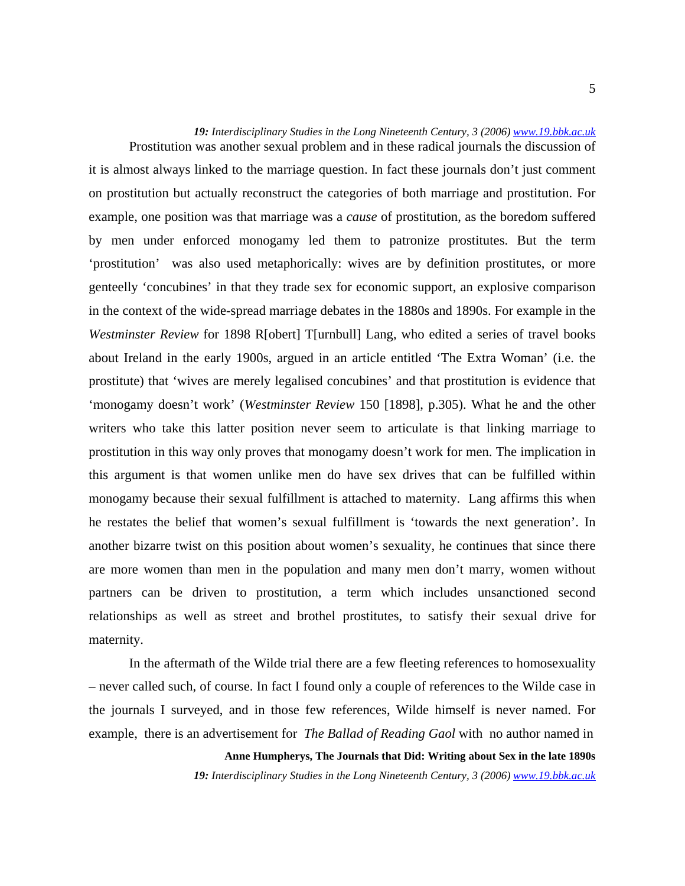Prostitution was another sexual problem and in these radical journals the discussion of it is almost always linked to the marriage question. In fact these journals don't just comment on prostitution but actually reconstruct the categories of both marriage and prostitution. For example, one position was that marriage was a *cause* of prostitution, as the boredom suffered by men under enforced monogamy led them to patronize prostitutes. But the term 'prostitution' was also used metaphorically: wives are by definition prostitutes, or more genteelly 'concubines' in that they trade sex for economic support, an explosive comparison in the context of the wide-spread marriage debates in the 1880s and 1890s. For example in the *Westminster Review* for 1898 R[obert] T[urnbull] Lang, who edited a series of travel books about Ireland in the early 1900s, argued in an article entitled 'The Extra Woman' (i.e. the prostitute) that 'wives are merely legalised concubines' and that prostitution is evidence that 'monogamy doesn't work' (*Westminster Review* 150 [1898], p.305). What he and the other writers who take this latter position never seem to articulate is that linking marriage to prostitution in this way only proves that monogamy doesn't work for men. The implication in this argument is that women unlike men do have sex drives that can be fulfilled within monogamy because their sexual fulfillment is attached to maternity. Lang affirms this when he restates the belief that women's sexual fulfillment is 'towards the next generation'. In another bizarre twist on this position about women's sexuality, he continues that since there are more women than men in the population and many men don't marry, women without partners can be driven to prostitution, a term which includes unsanctioned second relationships as well as street and brothel prostitutes, to satisfy their sexual drive for maternity.

In the aftermath of the Wilde trial there are a few fleeting references to homosexuality – never called such, of course. In fact I found only a couple of references to the Wilde case in the journals I surveyed, and in those few references, Wilde himself is never named. For example, there is an advertisement for *The Ballad of Reading Gaol* with no author named in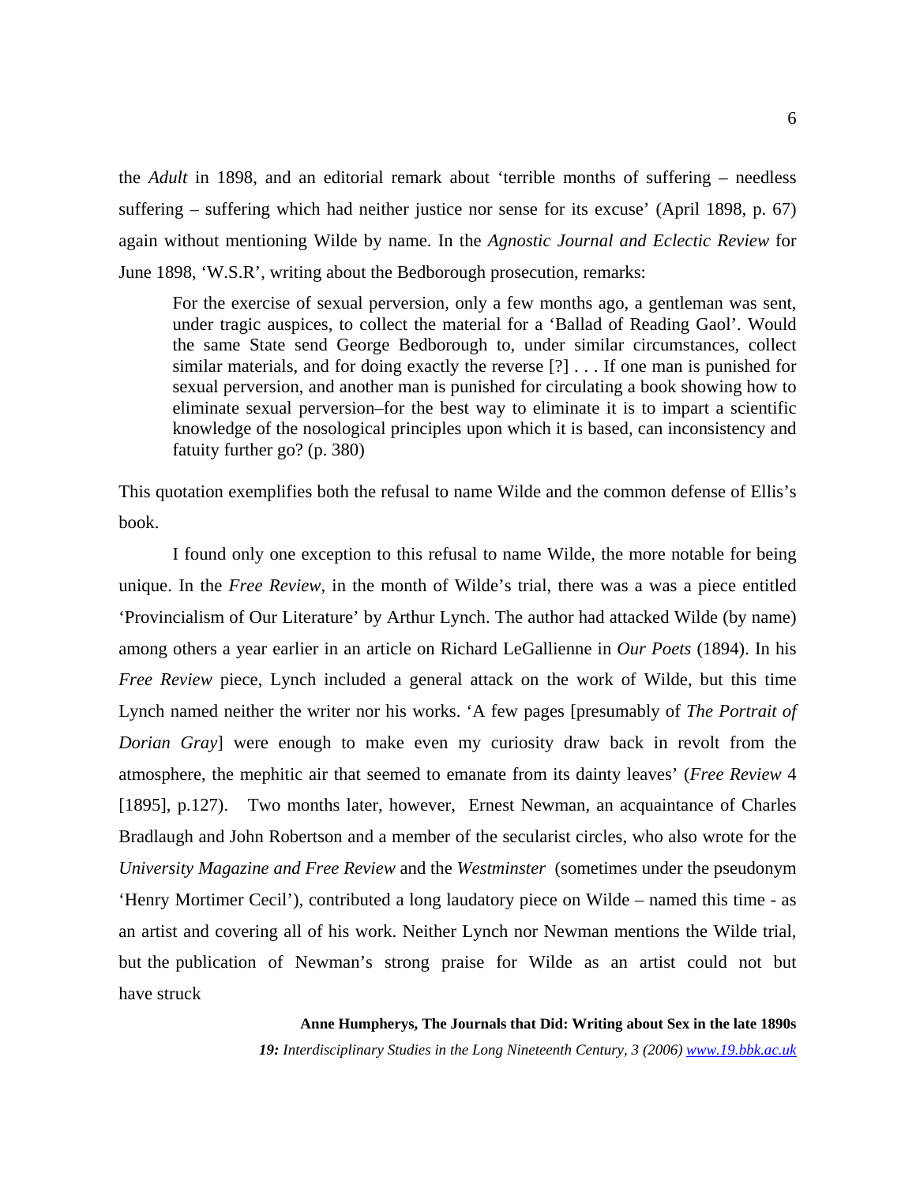the *Adult* in 1898, and an editorial remark about 'terrible months of suffering – needless suffering – suffering which had neither justice nor sense for its excuse' (April 1898, p. 67) again without mentioning Wilde by name. In the *Agnostic Journal and Eclectic Review* for June 1898, 'W.S.R', writing about the Bedborough prosecution, remarks:

> For the exercise of sexual perversion, only a few months ago, a gentleman was sent, under tragic auspices, to collect the material for a 'Ballad of Reading Gaol'. Would the same State send George Bedborough to, under similar circumstances, collect similar materials, and for doing exactly the reverse [?] . . . If one man is punished for sexual perversion, and another man is punished for circulating a book showing how to eliminate sexual perversion–for the best way to eliminate it is to impart a scientific knowledge of the nosological principles upon which it is based, can inconsistency and fatuity further go? (p. 380)

This quotation exemplifies both the refusal to name Wilde and the common defense of Ellis's book.

I found only one exception to this refusal to name Wilde, the more notable for being unique. In the *Free Review,* in the month of Wilde's trial, there was a was a piece entitled 'Provincialism of Our Literature' by Arthur Lynch. The author had attacked Wilde (by name) among others a year earlier in an article on Richard LeGallienne in *Our Poets* (1894). In his *Free Review* piece, Lynch included a general attack on the work of Wilde, but this time Lynch named neither the writer nor his works. 'A few pages [presumably of *The Portrait of Dorian Gray*] were enough to make even my curiosity draw back in revolt from the atmosphere, the mephitic air that seemed to emanate from its dainty leaves' (*Free Review* 4 [1895], p.127). Two months later, however, Ernest Newman, an acquaintance of Charles Bradlaugh and John Robertson and a member of the secularist circles, who also wrote for the *University Magazine and Free Review* and the *Westminster* (sometimes under the pseudonym 'Henry Mortimer Cecil'), contributed a long laudatory piece on Wilde – named this time - as an artist and covering all of his work. Neither Lynch nor Newman mentions the Wilde trial, but the publication of Newman's strong praise for Wilde as an artist could not but have struck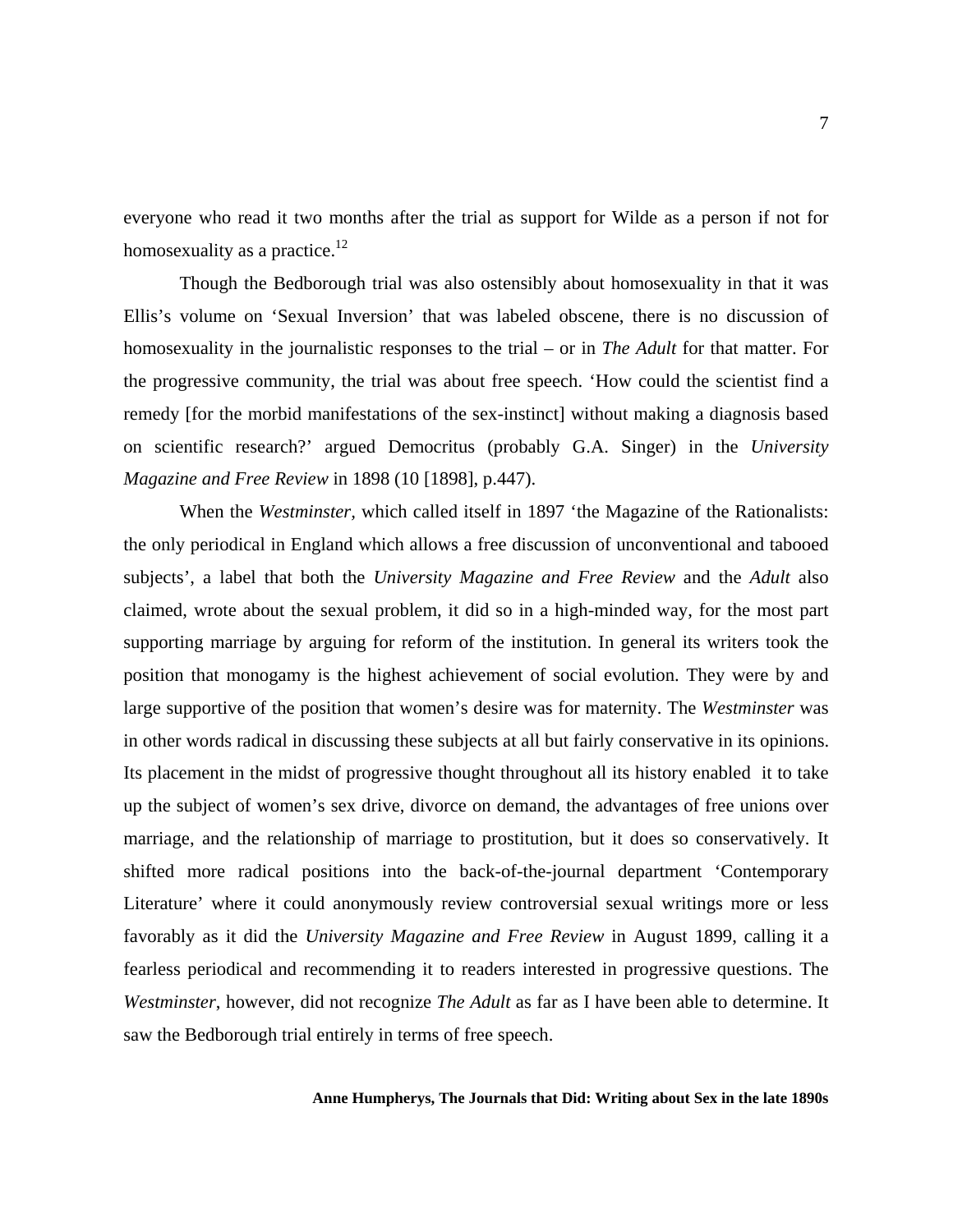everyone who read it two months after the trial as support for Wilde as a person if not for homosexuality as a practice.[12]

Though the Bedborough trial was also ostensibly about homosexuality in that it was Ellis's volume on 'Sexual Inversion' that was labeled obscene, there is no discussion of homosexuality in the journalistic responses to the trial – or in *The Adult* for that matter. For the progressive community, the trial was about free speech. 'How could the scientist find a remedy [for the morbid manifestations of the sex-instinct] without making a diagnosis based on scientific research?' argued Democritus (probably G.A. Singer) in the *University Magazine and Free Review* in 1898 (10 [1898], p.447).

When the *Westminster*, which called itself in 1897 'the Magazine of the Rationalists: the only periodical in England which allows a free discussion of unconventional and tabooed subjects', a label that both the *University Magazine and Free Review* and the *Adult* also claimed, wrote about the sexual problem, it did so in a high-minded way, for the most part supporting marriage by arguing for reform of the institution. In general its writers took the position that monogamy is the highest achievement of social evolution. They were by and large supportive of the position that women's desire was for maternity. The *Westminster* was in other words radical in discussing these subjects at all but fairly conservative in its opinions. Its placement in the midst of progressive thought throughout all its history enabled it to take up the subject of women's sex drive, divorce on demand, the advantages of free unions over marriage, and the relationship of marriage to prostitution, but it does so conservatively. It shifted more radical positions into the back-of-the-journal department 'Contemporary Literature' where it could anonymously review controversial sexual writings more or less favorably as it did the *University Magazine and Free Review* in August 1899, calling it a fearless periodical and recommending it to readers interested in progressive questions. The *Westminster*, however, did not recognize *The Adult* as far as I have been able to determine. It saw the Bedborough trial entirely in terms of free speech.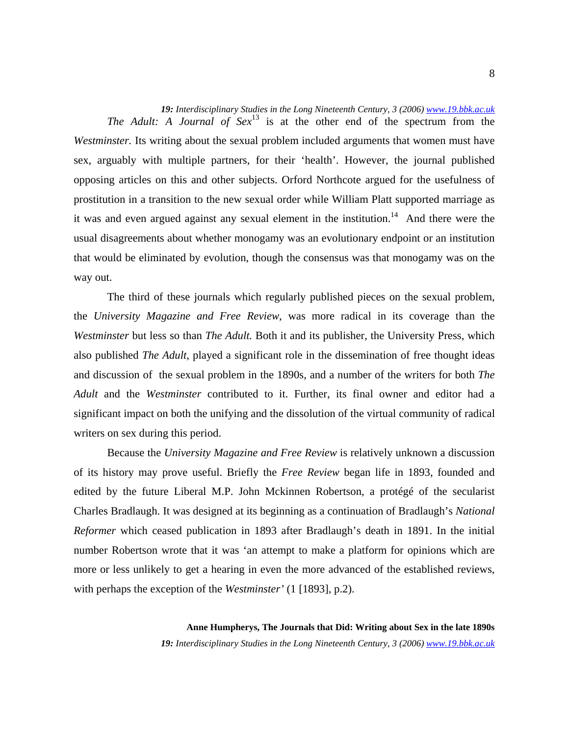*The Adult: A Journal of Sex*[13] is at the other end of the spectrum from the *Westminster.* Its writing about the sexual problem included arguments that women must have sex, arguably with multiple partners, for their 'health'. However, the journal published opposing articles on this and other subjects. Orford Northcote argued for the usefulness of prostitution in a transition to the new sexual order while William Platt supported marriage as it was and even argued against any sexual element in the institution.[14] And there were the usual disagreements about whether monogamy was an evolutionary endpoint or an institution that would be eliminated by evolution, though the consensus was that monogamy was on the way out.

The third of these journals which regularly published pieces on the sexual problem, the *University Magazine and Free Review*, was more radical in its coverage than the *Westminster* but less so than *The Adult.* Both it and its publisher, the University Press, which also published *The Adult*, played a significant role in the dissemination of free thought ideas and discussion of the sexual problem in the 1890s, and a number of the writers for both *The Adult* and the *Westminster* contributed to it. Further, its final owner and editor had a significant impact on both the unifying and the dissolution of the virtual community of radical writers on sex during this period.

Because the *University Magazine and Free Review* is relatively unknown a discussion of its history may prove useful. Briefly the *Free Review* began life in 1893, founded and edited by the future Liberal M.P. John Mckinnen Robertson, a protégé of the secularist Charles Bradlaugh. It was designed at its beginning as a continuation of Bradlaugh's *National Reformer* which ceased publication in 1893 after Bradlaugh's death in 1891. In the initial number Robertson wrote that it was 'an attempt to make a platform for opinions which are more or less unlikely to get a hearing in even the more advanced of the established reviews, with perhaps the exception of the *Westminster'* (1 [1893], p.2).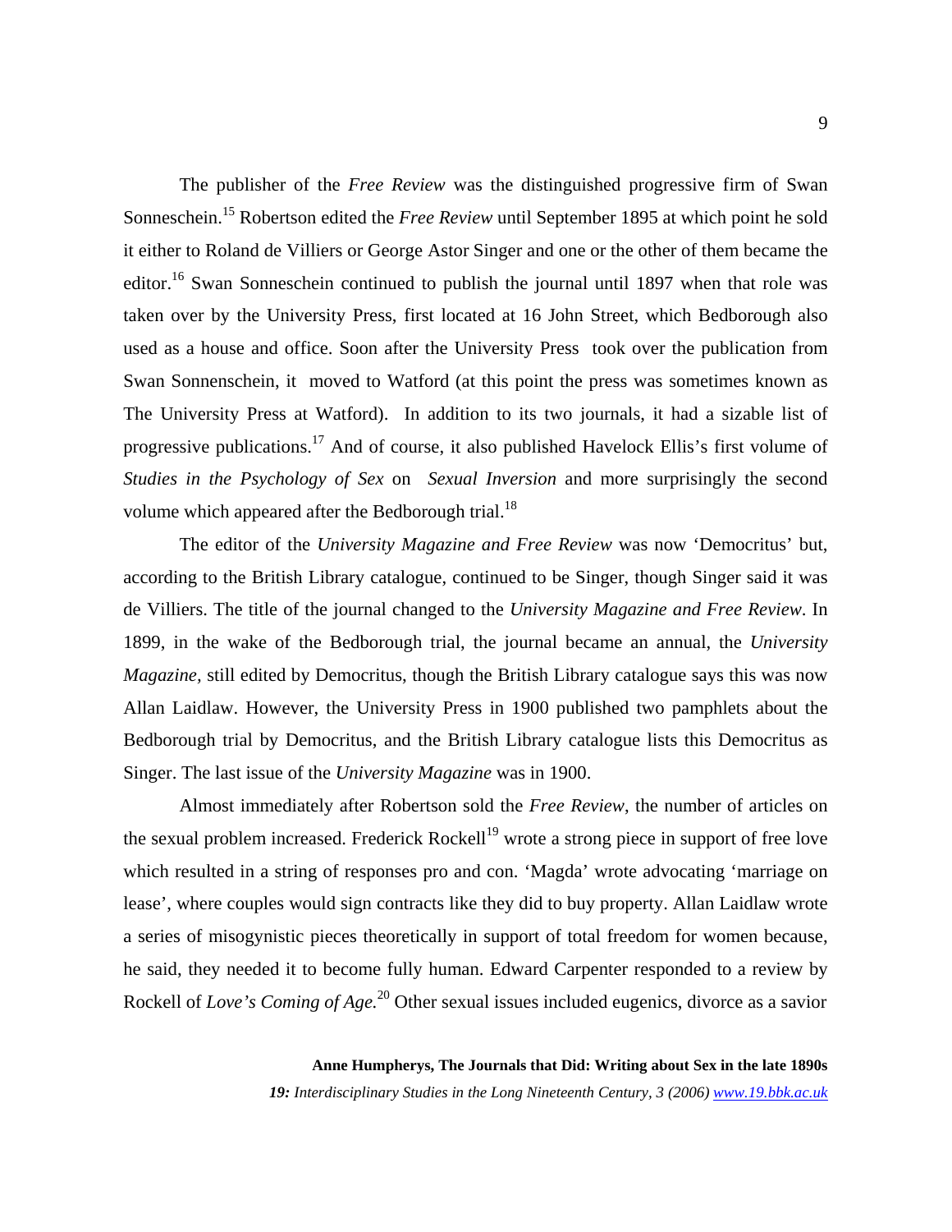The publisher of the *Free Review* was the distinguished progressive firm of Swan Sonneschein.[15] Robertson edited the *Free Review* until September 1895 at which point he sold it either to Roland de Villiers or George Astor Singer and one or the other of them became the editor.[16] Swan Sonneschein continued to publish the journal until 1897 when that role was taken over by the University Press, first located at 16 John Street, which Bedborough also used as a house and office. Soon after the University Press took over the publication from Swan Sonnenschein, it moved to Watford (at this point the press was sometimes known as The University Press at Watford). In addition to its two journals, it had a sizable list of progressive publications.[17] And of course, it also published Havelock Ellis's first volume of *Studies in the Psychology of Sex* on *Sexual Inversion* and more surprisingly the second volume which appeared after the Bedborough trial.[18]

The editor of the *University Magazine and Free Review* was now 'Democritus' but, according to the British Library catalogue, continued to be Singer, though Singer said it was de Villiers. The title of the journal changed to the *University Magazine and Free Review*. In 1899, in the wake of the Bedborough trial, the journal became an annual, the *University Magazine*, still edited by Democritus, though the British Library catalogue says this was now Allan Laidlaw. However, the University Press in 1900 published two pamphlets about the Bedborough trial by Democritus, and the British Library catalogue lists this Democritus as Singer. The last issue of the *University Magazine* was in 1900.

Almost immediately after Robertson sold the *Free Review*, the number of articles on the sexual problem increased. Frederick Rockell[19] wrote a strong piece in support of free love which resulted in a string of responses pro and con. 'Magda' wrote advocating 'marriage on lease', where couples would sign contracts like they did to buy property. Allan Laidlaw wrote a series of misogynistic pieces theoretically in support of total freedom for women because, he said, they needed it to become fully human. Edward Carpenter responded to a review by Rockell of *Love's Coming of Age.*[20] Other sexual issues included eugenics, divorce as a savior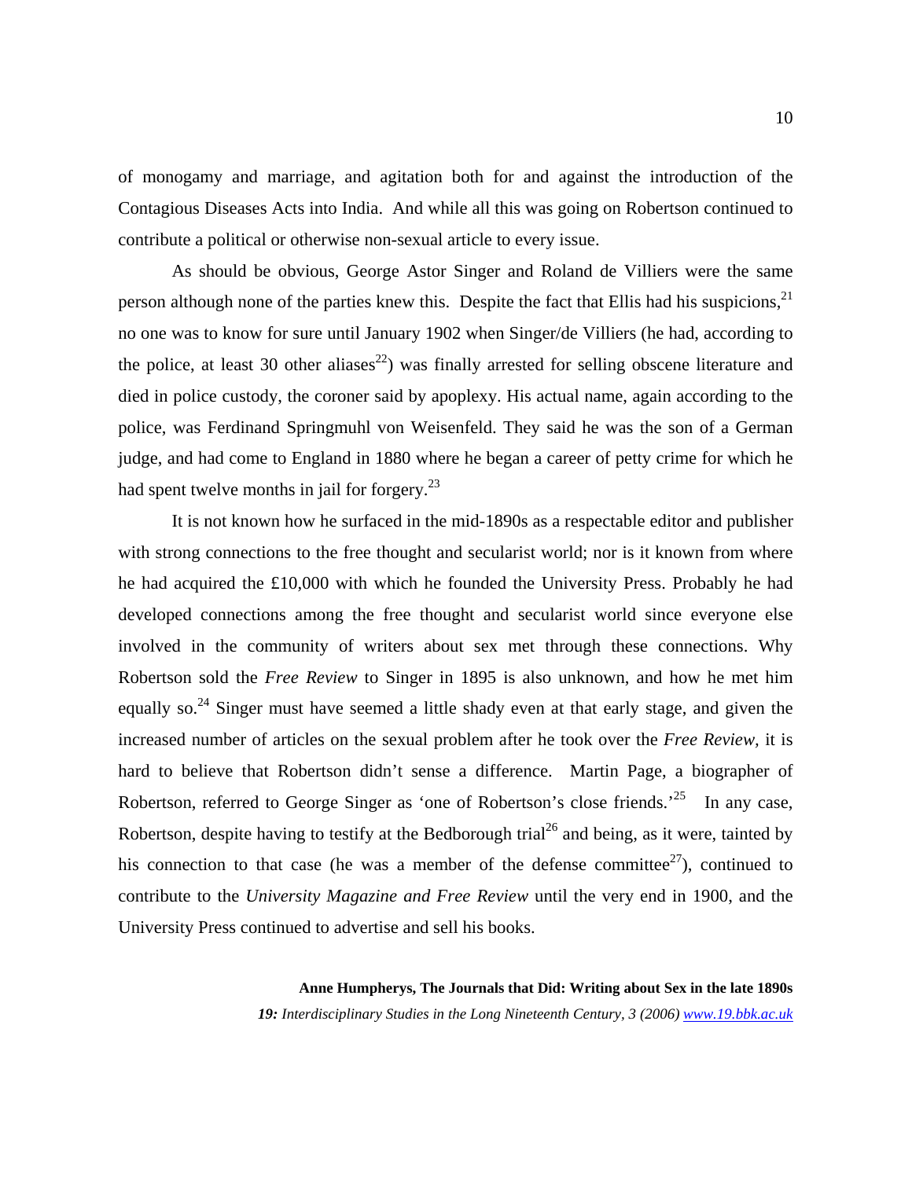of monogamy and marriage, and agitation both for and against the introduction of the Contagious Diseases Acts into India. And while all this was going on Robertson continued to contribute a political or otherwise non-sexual article to every issue.

As should be obvious, George Astor Singer and Roland de Villiers were the same person although none of the parties knew this. Despite the fact that Ellis had his suspicions,[21] no one was to know for sure until January 1902 when Singer/de Villiers (he had, according to the police, at least 30 other aliases[22]) was finally arrested for selling obscene literature and died in police custody, the coroner said by apoplexy. His actual name, again according to the police, was Ferdinand Springmuhl von Weisenfeld. They said he was the son of a German judge, and had come to England in 1880 where he began a career of petty crime for which he had spent twelve months in jail for forgery.[23]

It is not known how he surfaced in the mid-1890s as a respectable editor and publisher with strong connections to the free thought and secularist world; nor is it known from where he had acquired the £10,000 with which he founded the University Press. Probably he had developed connections among the free thought and secularist world since everyone else involved in the community of writers about sex met through these connections. Why Robertson sold the *Free Review* to Singer in 1895 is also unknown, and how he met him equally so.[24] Singer must have seemed a little shady even at that early stage, and given the increased number of articles on the sexual problem after he took over the *Free Review*, it is hard to believe that Robertson didn't sense a difference. Martin Page, a biographer of Robertson, referred to George Singer as 'one of Robertson's close friends.'[25] In any case, Robertson, despite having to testify at the Bedborough trial[26] and being, as it were, tainted by his connection to that case (he was a member of the defense committee[27]), continued to contribute to the *University Magazine and Free Review* until the very end in 1900, and the University Press continued to advertise and sell his books.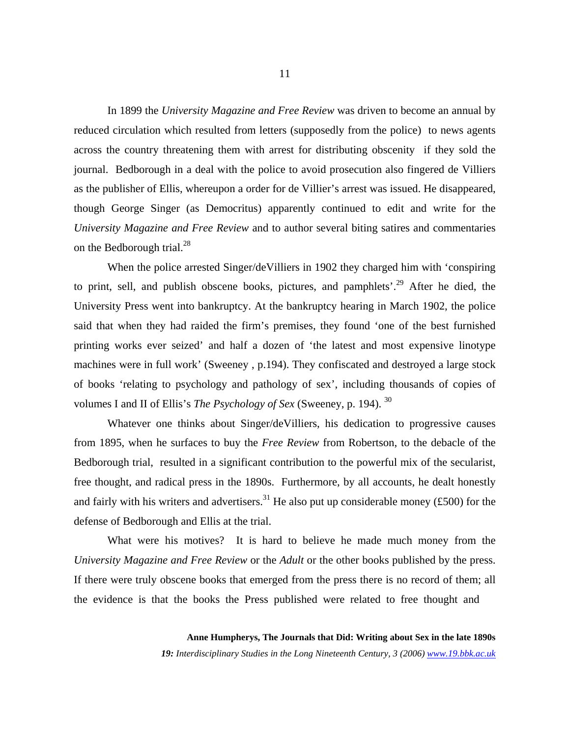In 1899 the *University Magazine and Free Review* was driven to become an annual by reduced circulation which resulted from letters (supposedly from the police) to news agents across the country threatening them with arrest for distributing obscenity if they sold the journal. Bedborough in a deal with the police to avoid prosecution also fingered de Villiers as the publisher of Ellis, whereupon a order for de Villier's arrest was issued. He disappeared, though George Singer (as Democritus) apparently continued to edit and write for the *University Magazine and Free Review* and to author several biting satires and commentaries on the Bedborough trial.[28]

When the police arrested Singer/deVilliers in 1902 they charged him with 'conspiring to print, sell, and publish obscene books, pictures, and pamphlets'.[29] After he died, the University Press went into bankruptcy. At the bankruptcy hearing in March 1902, the police said that when they had raided the firm's premises, they found 'one of the best furnished printing works ever seized' and half a dozen of 'the latest and most expensive linotype machines were in full work' (Sweeney , p.194). They confiscated and destroyed a large stock of books 'relating to psychology and pathology of sex', including thousands of copies of volumes I and II of Ellis's *The Psychology of Sex* (Sweeney, p. 194). [30]

Whatever one thinks about Singer/deVilliers, his dedication to progressive causes from 1895, when he surfaces to buy the *Free Review* from Robertson, to the debacle of the Bedborough trial, resulted in a significant contribution to the powerful mix of the secularist, free thought, and radical press in the 1890s. Furthermore, by all accounts, he dealt honestly and fairly with his writers and advertisers.[31] He also put up considerable money (£500) for the defense of Bedborough and Ellis at the trial.

What were his motives? It is hard to believe he made much money from the *University Magazine and Free Review* or the *Adult* or the other books published by the press. If there were truly obscene books that emerged from the press there is no record of them; all the evidence is that the books the Press published were related to free thought and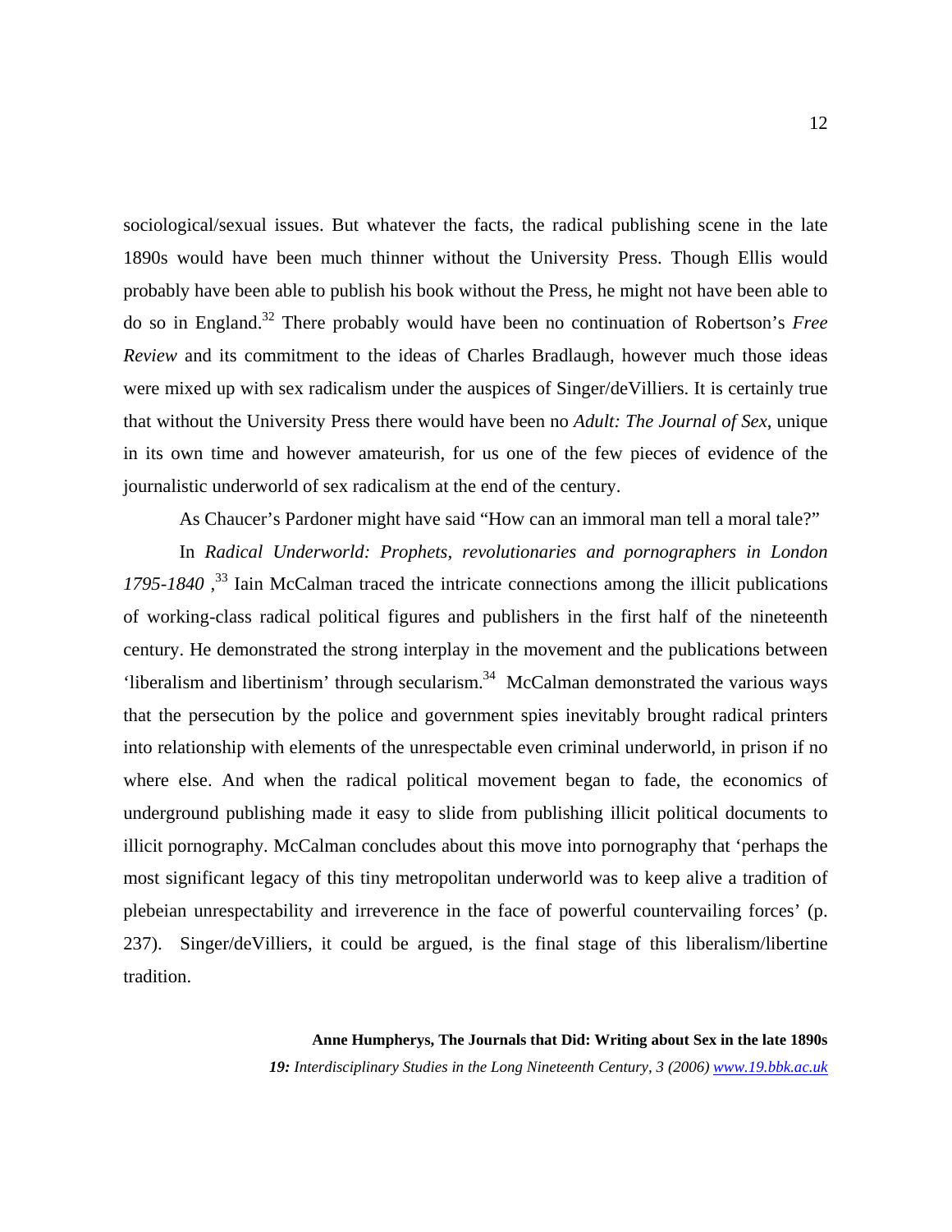sociological/sexual issues. But whatever the facts, the radical publishing scene in the late 1890s would have been much thinner without the University Press. Though Ellis would probably have been able to publish his book without the Press, he might not have been able to do so in England.[32] There probably would have been no continuation of Robertson's *Free Review* and its commitment to the ideas of Charles Bradlaugh, however much those ideas were mixed up with sex radicalism under the auspices of Singer/deVilliers. It is certainly true that without the University Press there would have been no *Adult: The Journal of Sex*, unique in its own time and however amateurish, for us one of the few pieces of evidence of the journalistic underworld of sex radicalism at the end of the century.

As Chaucer's Pardoner might have said "How can an immoral man tell a moral tale?"

In *Radical Underworld: Prophets, revolutionaries and pornographers in London 1795-1840* ,[33] Iain McCalman traced the intricate connections among the illicit publications of working-class radical political figures and publishers in the first half of the nineteenth century. He demonstrated the strong interplay in the movement and the publications between 'liberalism and libertinism' through secularism.[34] McCalman demonstrated the various ways that the persecution by the police and government spies inevitably brought radical printers into relationship with elements of the unrespectable even criminal underworld, in prison if no where else. And when the radical political movement began to fade, the economics of underground publishing made it easy to slide from publishing illicit political documents to illicit pornography. McCalman concludes about this move into pornography that 'perhaps the most significant legacy of this tiny metropolitan underworld was to keep alive a tradition of plebeian unrespectability and irreverence in the face of powerful countervailing forces' (p. 237). Singer/deVilliers, it could be argued, is the final stage of this liberalism/libertine tradition.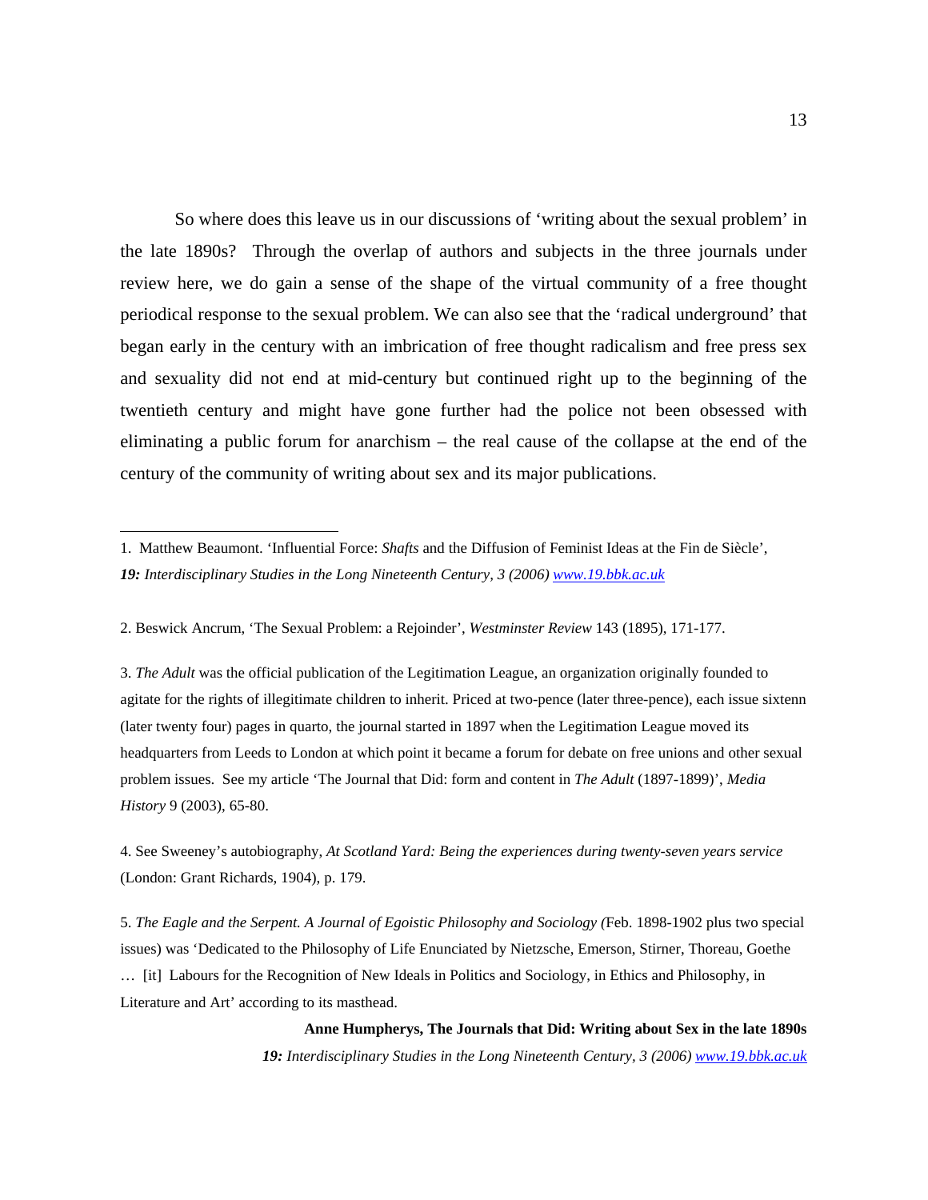So where does this leave us in our discussions of 'writing about the sexual problem' in the late 1890s? Through the overlap of authors and subjects in the three journals under review here, we do gain a sense of the shape of the virtual community of a free thought periodical response to the sexual problem. We can also see that the 'radical underground' that began early in the century with an imbrication of free thought radicalism and free press sex and sexuality did not end at mid-century but continued right up to the beginning of the twentieth century and might have gone further had the police not been obsessed with eliminating a public forum for anarchism – the real cause of the collapse at the end of the century of the community of writing about sex and its major publications.

---

1. Matthew Beaumont. 'Influential Force: *Shafts* and the Diffusion of Feminist Ideas at the Fin de Siècle', ***19:*** *Interdisciplinary Studies in the Long Nineteenth Century, 3 (2006)* [www.19.bbk.ac.uk](http://www.19.bbk.ac.uk)

2. Beswick Ancrum, 'The Sexual Problem: a Rejoinder', *Westminster Review* 143 (1895), 171-177.

3. *The Adult* was the official publication of the Legitimation League, an organization originally founded to agitate for the rights of illegitimate children to inherit. Priced at two-pence (later three-pence), each issue sixtenn (later twenty four) pages in quarto, the journal started in 1897 when the Legitimation League moved its headquarters from Leeds to London at which point it became a forum for debate on free unions and other sexual problem issues. See my article 'The Journal that Did: form and content in *The Adult* (1897-1899)', *Media History* 9 (2003), 65-80.

4. See Sweeney's autobiography, *At Scotland Yard: Being the experiences during twenty-seven years service* (London: Grant Richards, 1904), p. 179.

5. *The Eagle and the Serpent. A Journal of Egoistic Philosophy and Sociology (*Feb. 1898-1902 plus two special issues) was 'Dedicated to the Philosophy of Life Enunciated by Nietzsche, Emerson, Stirner, Thoreau, Goethe … [it] Labours for the Recognition of New Ideals in Politics and Sociology, in Ethics and Philosophy, in Literature and Art' according to its masthead.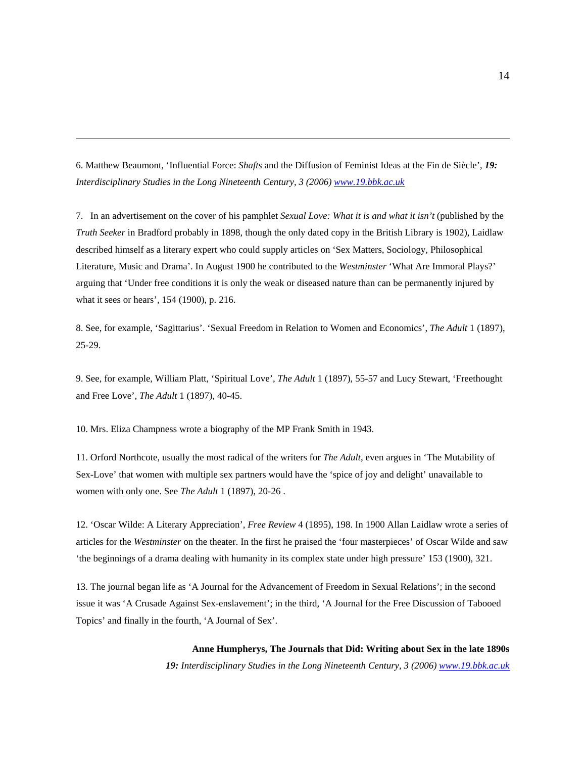6. Matthew Beaumont, 'Influential Force: *Shafts* and the Diffusion of Feminist Ideas at the Fin de Siècle', ***19:*** *Interdisciplinary Studies in the Long Nineteenth Century, 3 (2006)* [www.19.bbk.ac.uk](http://www.19.bbk.ac.uk)

7. In an advertisement on the cover of his pamphlet *Sexual Love: What it is and what it isn't* (published by the *Truth Seeker* in Bradford probably in 1898, though the only dated copy in the British Library is 1902), Laidlaw described himself as a literary expert who could supply articles on 'Sex Matters, Sociology, Philosophical Literature, Music and Drama'. In August 1900 he contributed to the *Westminster* 'What Are Immoral Plays?' arguing that 'Under free conditions it is only the weak or diseased nature than can be permanently injured by what it sees or hears', 154 (1900), p. 216.

8. See, for example, 'Sagittarius'. 'Sexual Freedom in Relation to Women and Economics', *The Adult* 1 (1897), 25-29.

9. See, for example, William Platt, 'Spiritual Love', *The Adult* 1 (1897), 55-57 and Lucy Stewart, 'Freethought and Free Love', *The Adult* 1 (1897), 40-45.

10. Mrs. Eliza Champness wrote a biography of the MP Frank Smith in 1943.

11. Orford Northcote, usually the most radical of the writers for *The Adult*, even argues in 'The Mutability of Sex-Love' that women with multiple sex partners would have the 'spice of joy and delight' unavailable to women with only one. See *The Adult* 1 (1897), 20-26 .

12. 'Oscar Wilde: A Literary Appreciation', *Free Review* 4 (1895), 198. In 1900 Allan Laidlaw wrote a series of articles for the *Westminster* on the theater. In the first he praised the 'four masterpieces' of Oscar Wilde and saw 'the beginnings of a drama dealing with humanity in its complex state under high pressure' 153 (1900), 321.

13. The journal began life as 'A Journal for the Advancement of Freedom in Sexual Relations'; in the second issue it was 'A Crusade Against Sex-enslavement'; in the third, 'A Journal for the Free Discussion of Tabooed Topics' and finally in the fourth, 'A Journal of Sex'.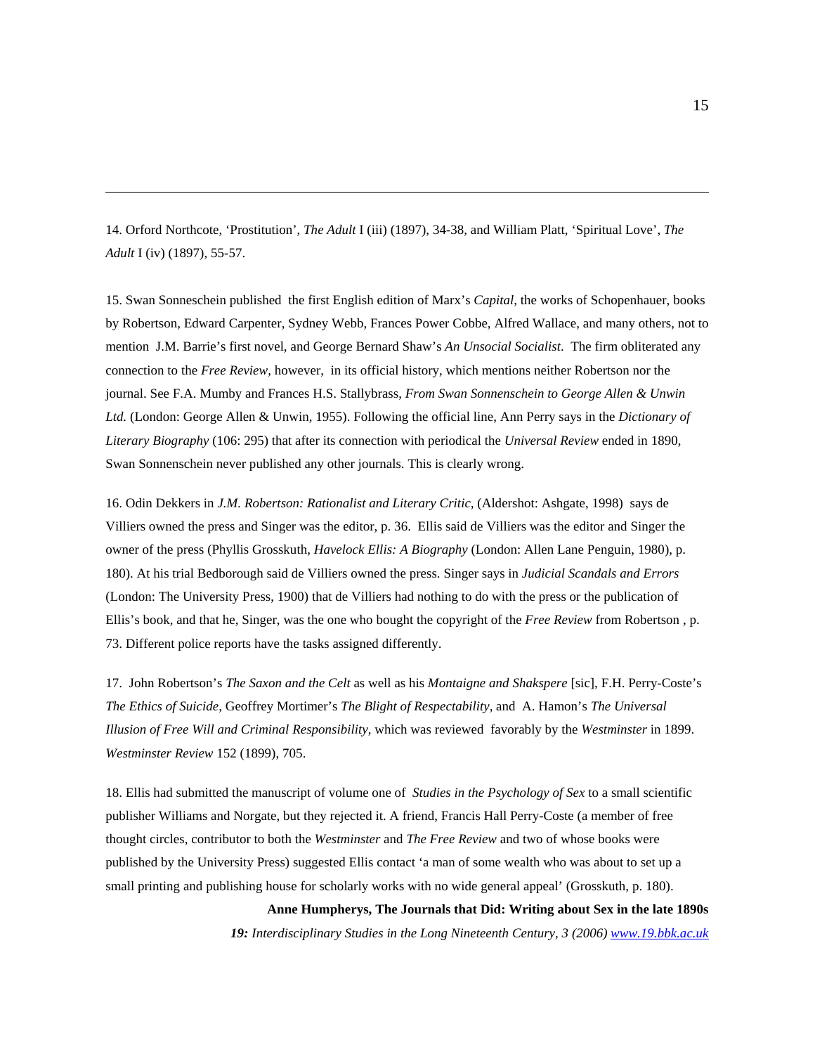14. Orford Northcote, 'Prostitution', *The Adult* I (iii) (1897), 34-38, and William Platt, 'Spiritual Love', *The Adult* I (iv) (1897), 55-57.

15. Swan Sonneschein published the first English edition of Marx's *Capital*, the works of Schopenhauer, books by Robertson, Edward Carpenter, Sydney Webb, Frances Power Cobbe, Alfred Wallace, and many others, not to mention J.M. Barrie's first novel, and George Bernard Shaw's *An Unsocial Socialist*. The firm obliterated any connection to the *Free Review*, however, in its official history, which mentions neither Robertson nor the journal. See F.A. Mumby and Frances H.S. Stallybrass, *From Swan Sonnenschein to George Allen & Unwin Ltd.* (London: George Allen & Unwin, 1955). Following the official line, Ann Perry says in the *Dictionary of Literary Biography* (106: 295) that after its connection with periodical the *Universal Review* ended in 1890, Swan Sonnenschein never published any other journals. This is clearly wrong.

16. Odin Dekkers in *J.M. Robertson: Rationalist and Literary Critic*, (Aldershot: Ashgate, 1998) says de Villiers owned the press and Singer was the editor, p. 36. Ellis said de Villiers was the editor and Singer the owner of the press (Phyllis Grosskuth, *Havelock Ellis: A Biography* (London: Allen Lane Penguin, 1980), p. 180). At his trial Bedborough said de Villiers owned the press. Singer says in *Judicial Scandals and Errors* (London: The University Press, 1900) that de Villiers had nothing to do with the press or the publication of Ellis's book, and that he, Singer, was the one who bought the copyright of the *Free Review* from Robertson , p. 73. Different police reports have the tasks assigned differently.

17. John Robertson's *The Saxon and the Celt* as well as his *Montaigne and Shakspere* [sic], F.H. Perry-Coste's *The Ethics of Suicide*, Geoffrey Mortimer's *The Blight of Respectability*, and A. Hamon's *The Universal Illusion of Free Will and Criminal Responsibility*, which was reviewed favorably by the *Westminster* in 1899. *Westminster Review* 152 (1899), 705.

18. Ellis had submitted the manuscript of volume one of *Studies in the Psychology of Sex* to a small scientific publisher Williams and Norgate, but they rejected it. A friend, Francis Hall Perry-Coste (a member of free thought circles, contributor to both the *Westminster* and *The Free Review* and two of whose books were published by the University Press) suggested Ellis contact 'a man of some wealth who was about to set up a small printing and publishing house for scholarly works with no wide general appeal' (Grosskuth, p. 180).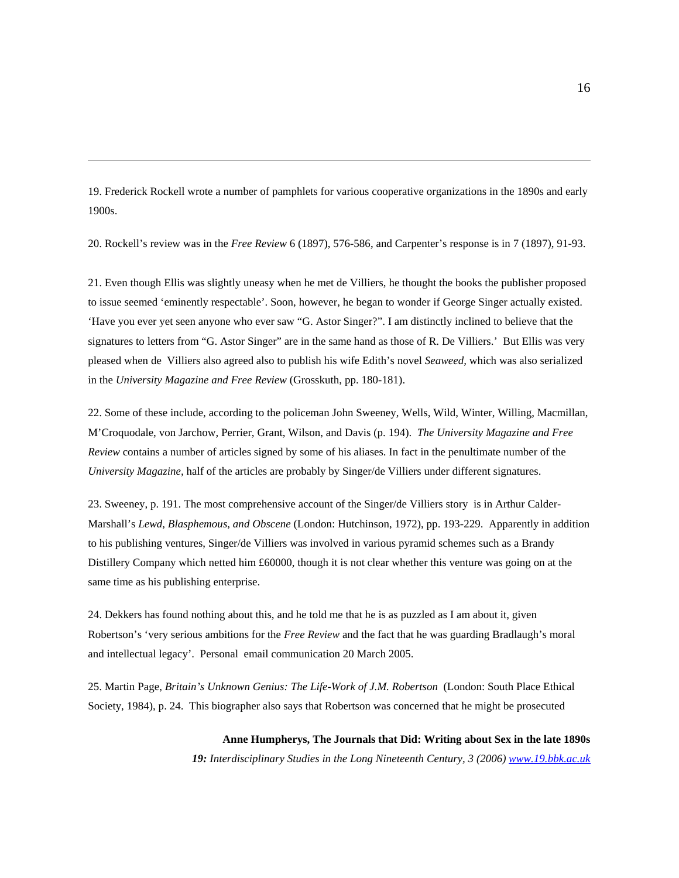19. Frederick Rockell wrote a number of pamphlets for various cooperative organizations in the 1890s and early 1900s.

20. Rockell's review was in the *Free Review* 6 (1897), 576-586, and Carpenter's response is in 7 (1897), 91-93.

21. Even though Ellis was slightly uneasy when he met de Villiers, he thought the books the publisher proposed to issue seemed 'eminently respectable'. Soon, however, he began to wonder if George Singer actually existed. 'Have you ever yet seen anyone who ever saw "G. Astor Singer?". I am distinctly inclined to believe that the signatures to letters from "G. Astor Singer" are in the same hand as those of R. De Villiers.' But Ellis was very pleased when de Villiers also agreed also to publish his wife Edith's novel *Seaweed*, which was also serialized in the *University Magazine and Free Review* (Grosskuth, pp. 180-181).

22. Some of these include, according to the policeman John Sweeney, Wells, Wild, Winter, Willing, Macmillan, M'Croquodale, von Jarchow, Perrier, Grant, Wilson, and Davis (p. 194). *The University Magazine and Free Review* contains a number of articles signed by some of his aliases. In fact in the penultimate number of the *University Magazine*, half of the articles are probably by Singer/de Villiers under different signatures.

23. Sweeney, p. 191. The most comprehensive account of the Singer/de Villiers story is in Arthur Calder-Marshall's *Lewd, Blasphemous, and Obscene* (London: Hutchinson, 1972), pp. 193-229. Apparently in addition to his publishing ventures, Singer/de Villiers was involved in various pyramid schemes such as a Brandy Distillery Company which netted him £60000, though it is not clear whether this venture was going on at the same time as his publishing enterprise.

24. Dekkers has found nothing about this, and he told me that he is as puzzled as I am about it, given Robertson's 'very serious ambitions for the *Free Review* and the fact that he was guarding Bradlaugh's moral and intellectual legacy'. Personal email communication 20 March 2005.

25. Martin Page, *Britain's Unknown Genius: The Life-Work of J.M. Robertson* (London: South Place Ethical Society, 1984), p. 24. This biographer also says that Robertson was concerned that he might be prosecuted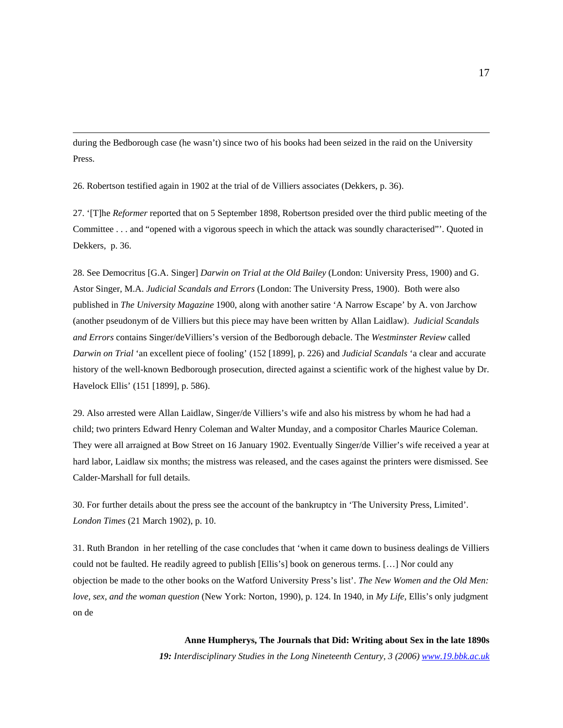during the Bedborough case (he wasn't) since two of his books had been seized in the raid on the University Press.

26. Robertson testified again in 1902 at the trial of de Villiers associates (Dekkers, p. 36).

27. '[T]he *Reformer* reported that on 5 September 1898, Robertson presided over the third public meeting of the Committee . . . and "opened with a vigorous speech in which the attack was soundly characterised"'. Quoted in Dekkers, p. 36.

28. See Democritus [G.A. Singer] *Darwin on Trial at the Old Bailey* (London: University Press, 1900) and G. Astor Singer, M.A. *Judicial Scandals and Errors* (London: The University Press, 1900). Both were also published in *The University Magazine* 1900, along with another satire 'A Narrow Escape' by A. von Jarchow (another pseudonym of de Villiers but this piece may have been written by Allan Laidlaw). *Judicial Scandals and Errors* contains Singer/deVilliers's version of the Bedborough debacle. The *Westminster Review* called *Darwin on Trial* 'an excellent piece of fooling' (152 [1899], p. 226) and *Judicial Scandals* 'a clear and accurate history of the well-known Bedborough prosecution, directed against a scientific work of the highest value by Dr. Havelock Ellis' (151 [1899], p. 586).

29. Also arrested were Allan Laidlaw, Singer/de Villiers's wife and also his mistress by whom he had had a child; two printers Edward Henry Coleman and Walter Munday, and a compositor Charles Maurice Coleman. They were all arraigned at Bow Street on 16 January 1902. Eventually Singer/de Villier's wife received a year at hard labor, Laidlaw six months; the mistress was released, and the cases against the printers were dismissed. See Calder-Marshall for full details.

30. For further details about the press see the account of the bankruptcy in 'The University Press, Limited'. *London Times* (21 March 1902), p. 10.

31. Ruth Brandon in her retelling of the case concludes that 'when it came down to business dealings de Villiers could not be faulted. He readily agreed to publish [Ellis's] book on generous terms. […] Nor could any objection be made to the other books on the Watford University Press's list'. *The New Women and the Old Men: love, sex, and the woman question* (New York: Norton, 1990), p. 124. In 1940, in *My Life,* Ellis's only judgment on de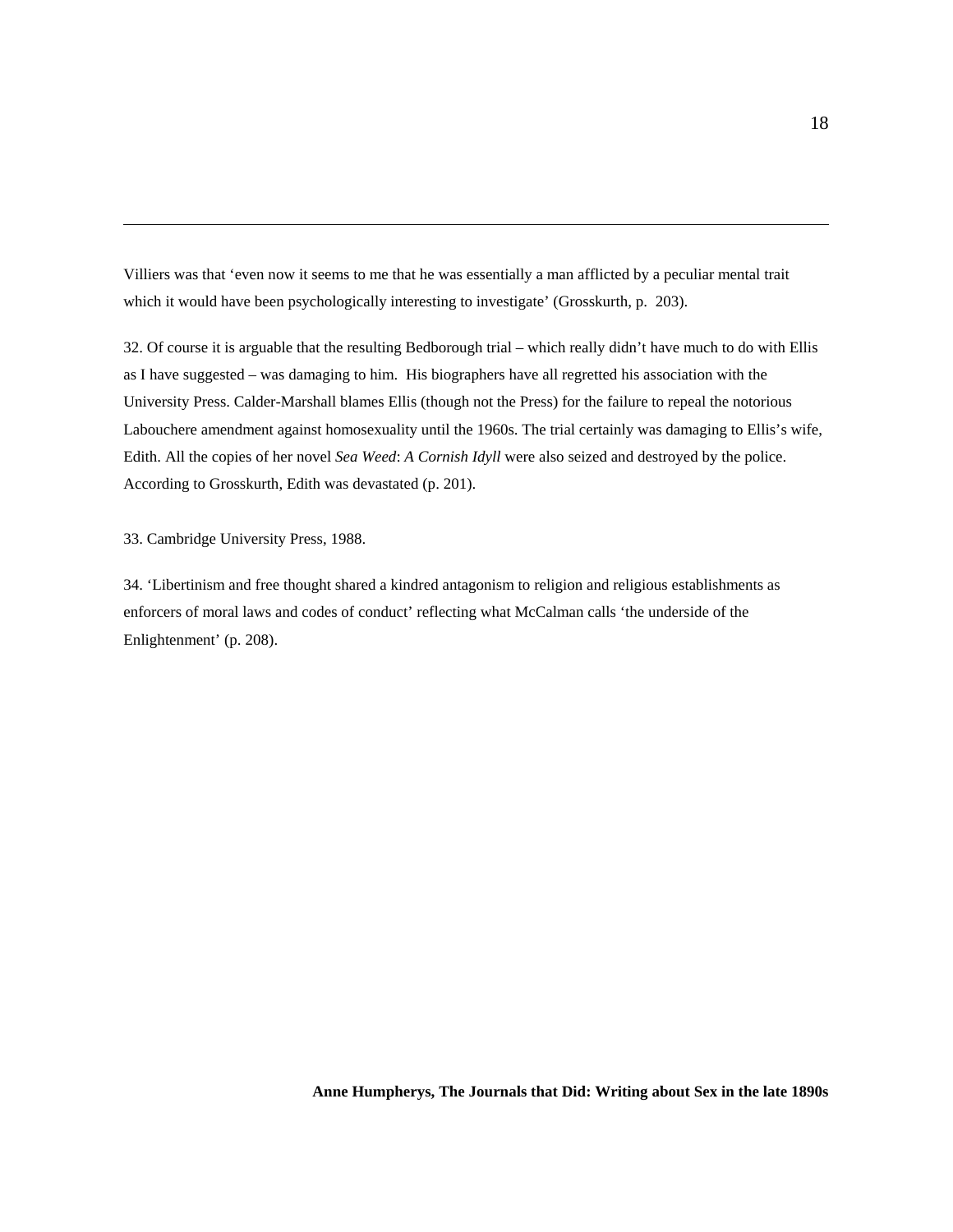Villiers was that 'even now it seems to me that he was essentially a man afflicted by a peculiar mental trait which it would have been psychologically interesting to investigate' (Grosskurth, p.  203).

32. Of course it is arguable that the resulting Bedborough trial – which really didn't have much to do with Ellis as I have suggested – was damaging to him.  His biographers have all regretted his association with the University Press. Calder-Marshall blames Ellis (though not the Press) for the failure to repeal the notorious Labouchere amendment against homosexuality until the 1960s. The trial certainly was damaging to Ellis's wife, Edith. All the copies of her novel *Sea Weed*: *A Cornish Idyll* were also seized and destroyed by the police. According to Grosskurth, Edith was devastated (p. 201).

33. Cambridge University Press, 1988.

34. 'Libertinism and free thought shared a kindred antagonism to religion and religious establishments as enforcers of moral laws and codes of conduct' reflecting what McCalman calls 'the underside of the Enlightenment' (p. 208).